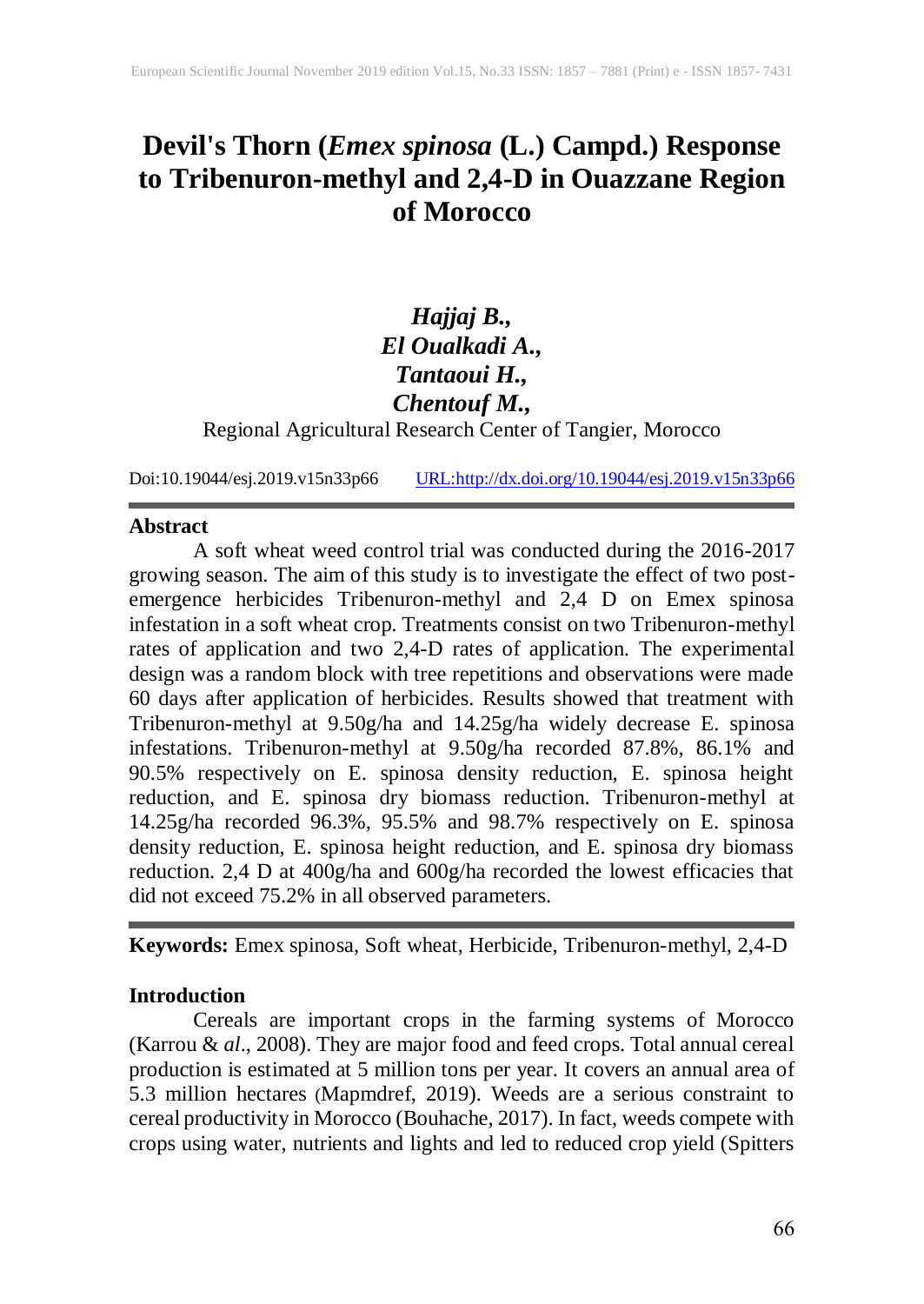# Devil's Thorn (*Emex spinosa* (L.) Campd.) Response to Tribenuron-methyl and 2,4-D in Ouazzane Region of Morocco

***Hajjaj B.,***
***El Oualkadi A.,***
***Tantaoui H.,***
***Chentouf M.,***

Regional Agricultural Research Center of Tangier, Morocco

Doi:10.19044/esj.2019.v15n33p66 URL:http://dx.doi.org/10.19044/esj.2019.v15n33p66

## Abstract

A soft wheat weed control trial was conducted during the 2016-2017 growing season. The aim of this study is to investigate the effect of two post-emergence herbicides Tribenuron-methyl and 2,4 D on Emex spinosa infestation in a soft wheat crop. Treatments consist on two Tribenuron-methyl rates of application and two 2,4-D rates of application. The experimental design was a random block with tree repetitions and observations were made 60 days after application of herbicides. Results showed that treatment with Tribenuron-methyl at 9.50g/ha and 14.25g/ha widely decrease E. spinosa infestations. Tribenuron-methyl at 9.50g/ha recorded 87.8%, 86.1% and 90.5% respectively on E. spinosa density reduction, E. spinosa height reduction, and E. spinosa dry biomass reduction. Tribenuron-methyl at 14.25g/ha recorded 96.3%, 95.5% and 98.7% respectively on E. spinosa density reduction, E. spinosa height reduction, and E. spinosa dry biomass reduction. 2,4 D at 400g/ha and 600g/ha recorded the lowest efficacies that did not exceed 75.2% in all observed parameters.

**Keywords:** Emex spinosa, Soft wheat, Herbicide, Tribenuron-methyl, 2,4-D

## Introduction

Cereals are important crops in the farming systems of Morocco (Karrou & *al*., 2008). They are major food and feed crops. Total annual cereal production is estimated at 5 million tons per year. It covers an annual area of 5.3 million hectares (Mapmdref, 2019). Weeds are a serious constraint to cereal productivity in Morocco (Bouhache, 2017). In fact, weeds compete with crops using water, nutrients and lights and led to reduced crop yield (Spitters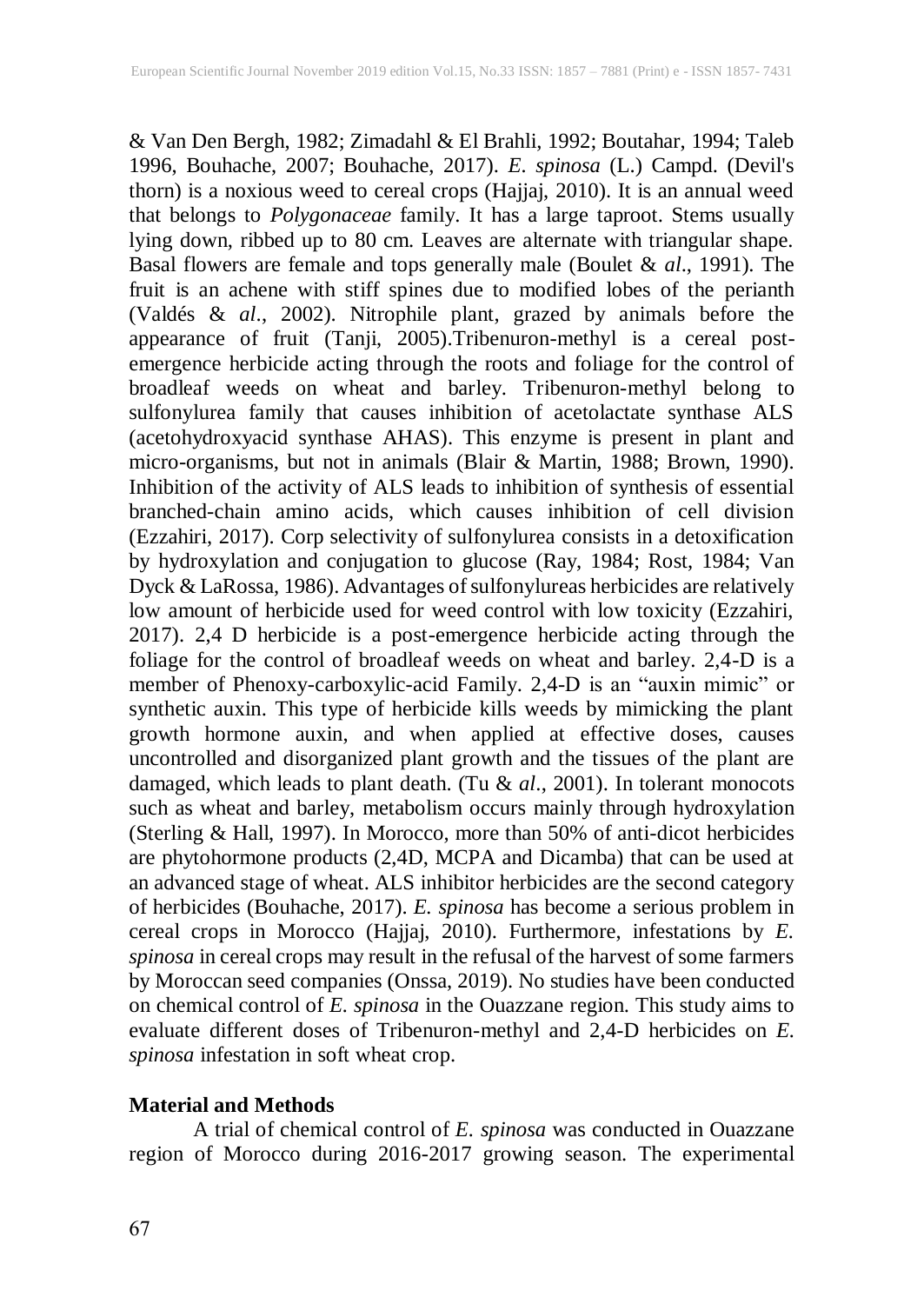& Van Den Bergh, 1982; Zimadahl & El Brahli, 1992; Boutahar, 1994; Taleb 1996, Bouhache, 2007; Bouhache, 2017). *E. spinosa* (L.) Campd. (Devil's thorn) is a noxious weed to cereal crops (Hajjaj, 2010). It is an annual weed that belongs to *Polygonaceae* family. It has a large taproot. Stems usually lying down, ribbed up to 80 cm. Leaves are alternate with triangular shape. Basal flowers are female and tops generally male (Boulet & *al*., 1991). The fruit is an achene with stiff spines due to modified lobes of the perianth (Valdés & *al*., 2002). Nitrophile plant, grazed by animals before the appearance of fruit (Tanji, 2005).Tribenuron-methyl is a cereal post-emergence herbicide acting through the roots and foliage for the control of broadleaf weeds on wheat and barley. Tribenuron-methyl belong to sulfonylurea family that causes inhibition of acetolactate synthase ALS (acetohydroxyacid synthase AHAS). This enzyme is present in plant and micro-organisms, but not in animals (Blair & Martin, 1988; Brown, 1990). Inhibition of the activity of ALS leads to inhibition of synthesis of essential branched-chain amino acids, which causes inhibition of cell division (Ezzahiri, 2017). Corp selectivity of sulfonylurea consists in a detoxification by hydroxylation and conjugation to glucose (Ray, 1984; Rost, 1984; Van Dyck & LaRossa, 1986). Advantages of sulfonylureas herbicides are relatively low amount of herbicide used for weed control with low toxicity (Ezzahiri, 2017). 2,4 D herbicide is a post-emergence herbicide acting through the foliage for the control of broadleaf weeds on wheat and barley. 2,4-D is a member of Phenoxy-carboxylic-acid Family. 2,4-D is an "auxin mimic" or synthetic auxin. This type of herbicide kills weeds by mimicking the plant growth hormone auxin, and when applied at effective doses, causes uncontrolled and disorganized plant growth and the tissues of the plant are damaged, which leads to plant death. (Tu & *al*., 2001). In tolerant monocots such as wheat and barley, metabolism occurs mainly through hydroxylation (Sterling & Hall, 1997). In Morocco, more than 50% of anti-dicot herbicides are phytohormone products (2,4D, MCPA and Dicamba) that can be used at an advanced stage of wheat. ALS inhibitor herbicides are the second category of herbicides (Bouhache, 2017). *E. spinosa* has become a serious problem in cereal crops in Morocco (Hajjaj, 2010). Furthermore, infestations by *E. spinosa* in cereal crops may result in the refusal of the harvest of some farmers by Moroccan seed companies (Onssa, 2019). No studies have been conducted on chemical control of *E. spinosa* in the Ouazzane region. This study aims to evaluate different doses of Tribenuron-methyl and 2,4-D herbicides on *E. spinosa* infestation in soft wheat crop.

## Material and Methods

A trial of chemical control of *E. spinosa* was conducted in Ouazzane region of Morocco during 2016-2017 growing season. The experimental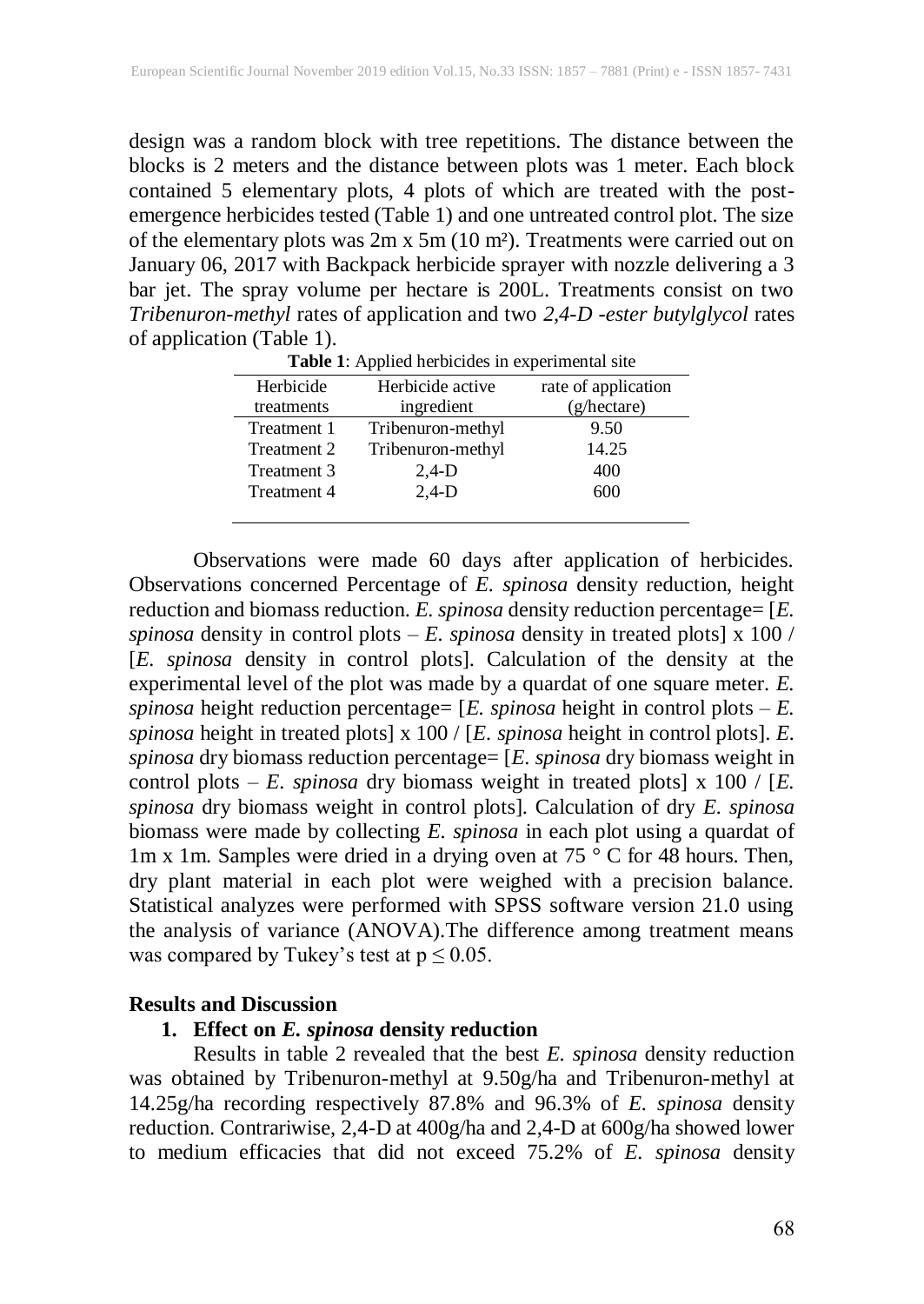design was a random block with tree repetitions. The distance between the blocks is 2 meters and the distance between plots was 1 meter. Each block contained 5 elementary plots, 4 plots of which are treated with the post-emergence herbicides tested (Table 1) and one untreated control plot. The size of the elementary plots was 2m x 5m (10 m²). Treatments were carried out on January 06, 2017 with Backpack herbicide sprayer with nozzle delivering a 3 bar jet. The spray volume per hectare is 200L. Treatments consist on two *Tribenuron-methyl* rates of application and two *2,4-D -ester butylglycol* rates of application (Table 1).

**Table 1**: Applied herbicides in experimental site

| Herbicide treatments | Herbicide active ingredient | rate of application (g/hectare) |
|---|---|---|
| Treatment 1 | Tribenuron-methyl | 9.50 |
| Treatment 2 | Tribenuron-methyl | 14.25 |
| Treatment 3 | 2,4-D | 400 |
| Treatment 4 | 2,4-D | 600 |

Observations were made 60 days after application of herbicides. Observations concerned Percentage of *E. spinosa* density reduction, height reduction and biomass reduction. *E. spinosa* density reduction percentage= [*E. spinosa* density in control plots – *E. spinosa* density in treated plots] x 100 / [*E. spinosa* density in control plots]. Calculation of the density at the experimental level of the plot was made by a quardat of one square meter. *E. spinosa* height reduction percentage= [*E. spinosa* height in control plots – *E. spinosa* height in treated plots] x 100 / [*E. spinosa* height in control plots]. *E. spinosa* dry biomass reduction percentage= [*E. spinosa* dry biomass weight in control plots – *E. spinosa* dry biomass weight in treated plots] x 100 / [*E. spinosa* dry biomass weight in control plots]. Calculation of dry *E. spinosa* biomass were made by collecting *E. spinosa* in each plot using a quardat of 1m x 1m. Samples were dried in a drying oven at 75 ° C for 48 hours. Then, dry plant material in each plot were weighed with a precision balance. Statistical analyzes were performed with SPSS software version 21.0 using the analysis of variance (ANOVA).The difference among treatment means was compared by Tukey's test at $p \leq 0.05$.

## Results and Discussion

### 1. Effect on *E. spinosa* density reduction

Results in table 2 revealed that the best *E. spinosa* density reduction was obtained by Tribenuron-methyl at 9.50g/ha and Tribenuron-methyl at 14.25g/ha recording respectively 87.8% and 96.3% of *E. spinosa* density reduction. Contrariwise, 2,4-D at 400g/ha and 2,4-D at 600g/ha showed lower to medium efficacies that did not exceed 75.2% of *E. spinosa* density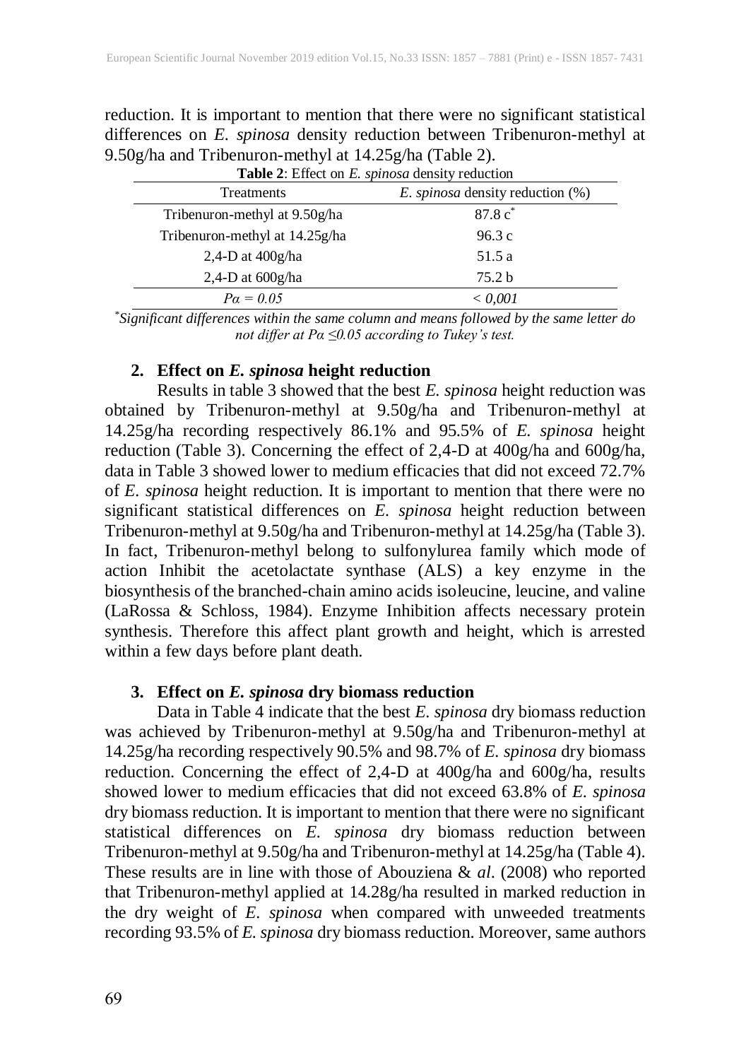reduction. It is important to mention that there were no significant statistical differences on *E. spinosa* density reduction between Tribenuron-methyl at 9.50g/ha and Tribenuron-methyl at 14.25g/ha (Table 2).

**Table 2**: Effect on *E. spinosa* density reduction

| Treatments | *E. spinosa* density reduction (%) |
|---|---|
| Tribenuron-methyl at 9.50g/ha | 87.8 c* |
| Tribenuron-methyl at 14.25g/ha | 96.3 c |
| 2,4-D at 400g/ha | 51.5 a |
| 2,4-D at 600g/ha | 75.2 b |
| *Pα = 0.05* | *< 0,001* |

*\*Significant differences within the same column and means followed by the same letter do not differ at Pα ≤0.05 according to Tukey's test.*

## 2. Effect on *E. spinosa* height reduction

Results in table 3 showed that the best *E. spinosa* height reduction was obtained by Tribenuron-methyl at 9.50g/ha and Tribenuron-methyl at 14.25g/ha recording respectively 86.1% and 95.5% of *E. spinosa* height reduction (Table 3). Concerning the effect of 2,4-D at 400g/ha and 600g/ha, data in Table 3 showed lower to medium efficacies that did not exceed 72.7% of *E. spinosa* height reduction. It is important to mention that there were no significant statistical differences on *E. spinosa* height reduction between Tribenuron-methyl at 9.50g/ha and Tribenuron-methyl at 14.25g/ha (Table 3). In fact, Tribenuron-methyl belong to sulfonylurea family which mode of action Inhibit the acetolactate synthase (ALS) a key enzyme in the biosynthesis of the branched-chain amino acids isoleucine, leucine, and valine (LaRossa & Schloss, 1984). Enzyme Inhibition affects necessary protein synthesis. Therefore this affect plant growth and height, which is arrested within a few days before plant death.

## 3. Effect on *E. spinosa* dry biomass reduction

Data in Table 4 indicate that the best *E. spinosa* dry biomass reduction was achieved by Tribenuron-methyl at 9.50g/ha and Tribenuron-methyl at 14.25g/ha recording respectively 90.5% and 98.7% of *E. spinosa* dry biomass reduction. Concerning the effect of 2,4-D at 400g/ha and 600g/ha, results showed lower to medium efficacies that did not exceed 63.8% of *E. spinosa* dry biomass reduction. It is important to mention that there were no significant statistical differences on *E. spinosa* dry biomass reduction between Tribenuron-methyl at 9.50g/ha and Tribenuron-methyl at 14.25g/ha (Table 4). These results are in line with those of Abouziena & *al*. (2008) who reported that Tribenuron-methyl applied at 14.28g/ha resulted in marked reduction in the dry weight of *E. spinosa* when compared with unweeded treatments recording 93.5% of *E. spinosa* dry biomass reduction. Moreover, same authors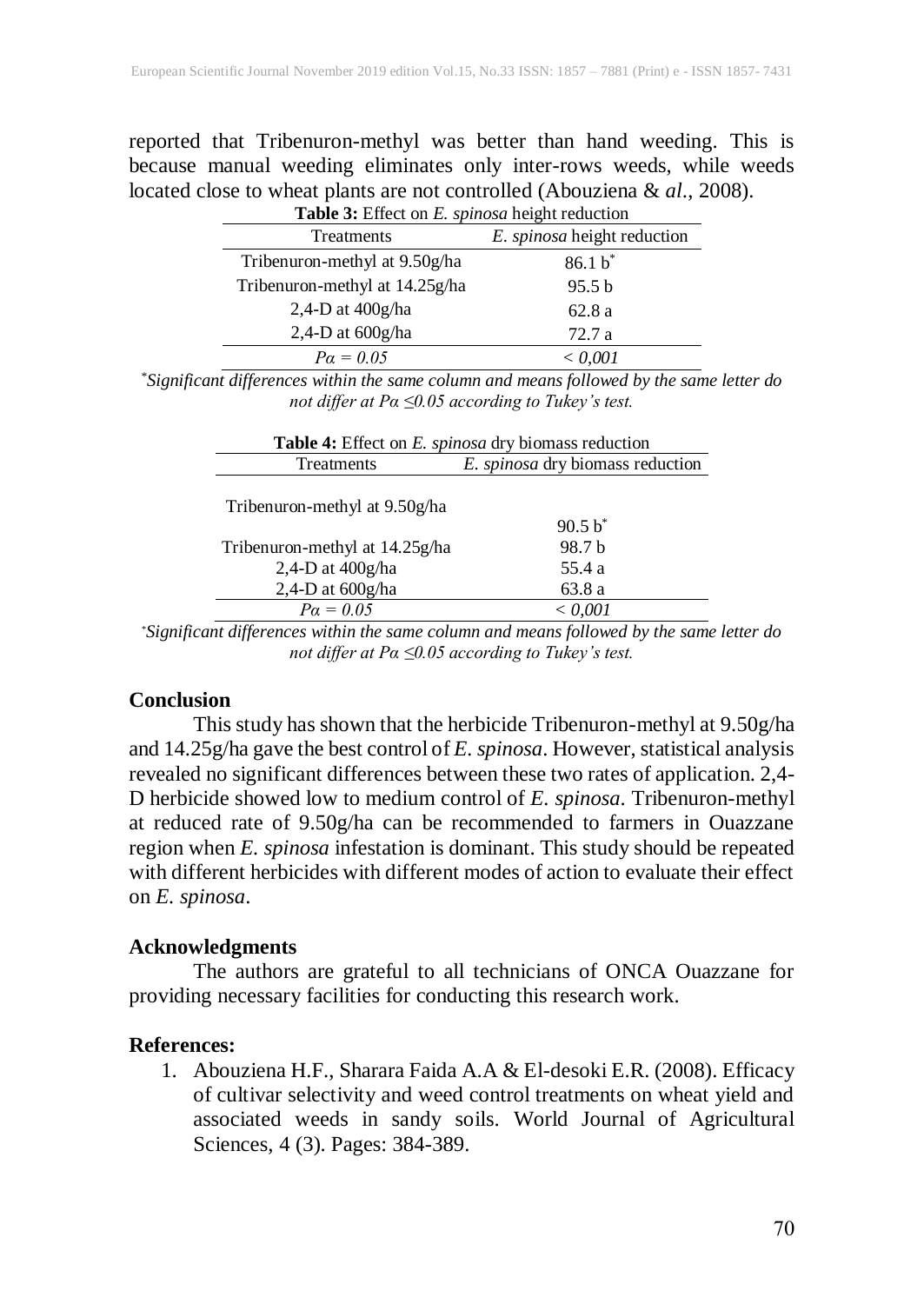reported that Tribenuron-methyl was better than hand weeding. This is because manual weeding eliminates only inter-rows weeds, while weeds located close to wheat plants are not controlled (Abouziena & *al.*, 2008).

**Table 3:** Effect on *E. spinosa* height reduction

| Treatments | *E. spinosa* height reduction |
|---|---|
| Tribenuron-methyl at 9.50g/ha | 86.1 b* |
| Tribenuron-methyl at 14.25g/ha | 95.5 b |
| 2,4-D at 400g/ha | 62.8 a |
| 2,4-D at 600g/ha | 72.7 a |
| *Pα = 0.05* | *< 0,001* |

*Significant differences within the same column and means followed by the same letter do not differ at Pα ≤0.05 according to Tukey's test.*

**Table 4:** Effect on *E. spinosa* dry biomass reduction

| Treatments | *E. spinosa* dry biomass reduction |
|---|---|
| Tribenuron-methyl at 9.50g/ha | 90.5 b* |
| Tribenuron-methyl at 14.25g/ha | 98.7 b |
| 2,4-D at 400g/ha | 55.4 a |
| 2,4-D at 600g/ha | 63.8 a |
| *Pα = 0.05* | *< 0,001* |

*Significant differences within the same column and means followed by the same letter do not differ at Pα ≤0.05 according to Tukey's test.*

## Conclusion

This study has shown that the herbicide Tribenuron-methyl at 9.50g/ha and 14.25g/ha gave the best control of *E. spinosa*. However, statistical analysis revealed no significant differences between these two rates of application. 2,4-D herbicide showed low to medium control of *E. spinosa*. Tribenuron-methyl at reduced rate of 9.50g/ha can be recommended to farmers in Ouazzane region when *E. spinosa* infestation is dominant. This study should be repeated with different herbicides with different modes of action to evaluate their effect on *E. spinosa*.

## Acknowledgments

The authors are grateful to all technicians of ONCA Ouazzane for providing necessary facilities for conducting this research work.

## References:

1. Abouziena H.F., Sharara Faida A.A & El-desoki E.R. (2008). Efficacy of cultivar selectivity and weed control treatments on wheat yield and associated weeds in sandy soils. World Journal of Agricultural Sciences, 4 (3). Pages: 384-389.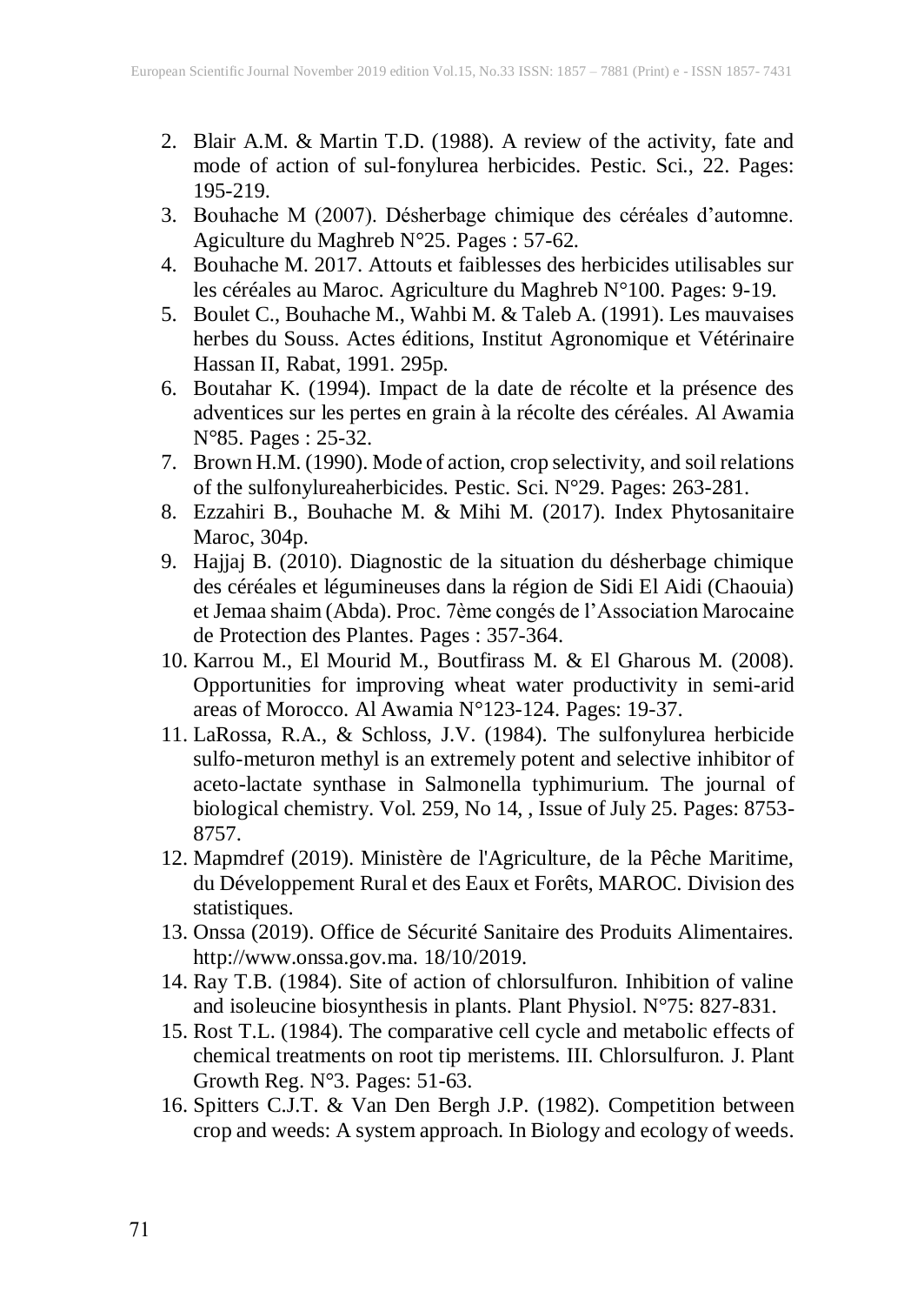2. Blair A.M. & Martin T.D. (1988). A review of the activity, fate and mode of action of sul-fonylurea herbicides. Pestic. Sci., 22. Pages: 195-219.
3. Bouhache M (2007). Désherbage chimique des céréales d'automne. Agiculture du Maghreb N°25. Pages : 57-62.
4. Bouhache M. 2017. Attouts et faiblesses des herbicides utilisables sur les céréales au Maroc. Agriculture du Maghreb N°100. Pages: 9-19.
5. Boulet C., Bouhache M., Wahbi M. & Taleb A. (1991). Les mauvaises herbes du Souss. Actes éditions, Institut Agronomique et Vétérinaire Hassan II, Rabat, 1991. 295p.
6. Boutahar K. (1994). Impact de la date de récolte et la présence des adventices sur les pertes en grain à la récolte des céréales. Al Awamia N°85. Pages : 25-32.
7. Brown H.M. (1990). Mode of action, crop selectivity, and soil relations of the sulfonylureaherbicides. Pestic. Sci. N°29. Pages: 263-281.
8. Ezzahiri B., Bouhache M. & Mihi M. (2017). Index Phytosanitaire Maroc, 304p.
9. Hajjaj B. (2010). Diagnostic de la situation du désherbage chimique des céréales et légumineuses dans la région de Sidi El Aidi (Chaouia) et Jemaa shaim (Abda). Proc. 7ème congés de l'Association Marocaine de Protection des Plantes. Pages : 357-364.
10. Karrou M., El Mourid M., Boutfirass M. & El Gharous M. (2008). Opportunities for improving wheat water productivity in semi-arid areas of Morocco. Al Awamia N°123-124. Pages: 19-37.
11. LaRossa, R.A., & Schloss, J.V. (1984). The sulfonylurea herbicide sulfo-meturon methyl is an extremely potent and selective inhibitor of aceto-lactate synthase in Salmonella typhimurium. The journal of biological chemistry. Vol. 259, No 14, , Issue of July 25. Pages: 8753-8757.
12. Mapmdref (2019). Ministère de l'Agriculture, de la Pêche Maritime, du Développement Rural et des Eaux et Forêts, MAROC. Division des statistiques.
13. Onssa (2019). Office de Sécurité Sanitaire des Produits Alimentaires. http://www.onssa.gov.ma. 18/10/2019.
14. Ray T.B. (1984). Site of action of chlorsulfuron. Inhibition of valine and isoleucine biosynthesis in plants. Plant Physiol. N°75: 827-831.
15. Rost T.L. (1984). The comparative cell cycle and metabolic effects of chemical treatments on root tip meristems. III. Chlorsulfuron. J. Plant Growth Reg. N°3. Pages: 51-63.
16. Spitters C.J.T. & Van Den Bergh J.P. (1982). Competition between crop and weeds: A system approach. In Biology and ecology of weeds.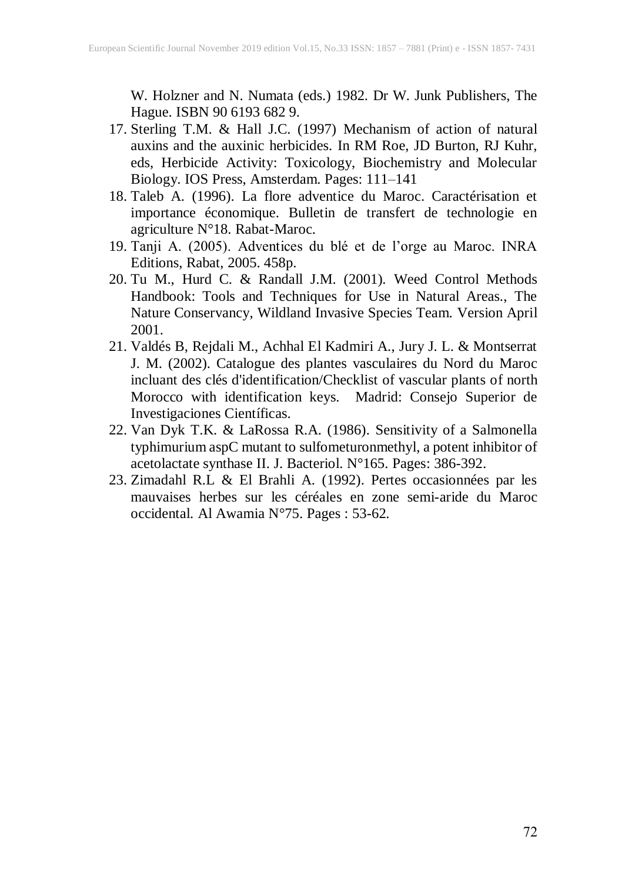W. Holzner and N. Numata (eds.) 1982. Dr W. Junk Publishers, The Hague. ISBN 90 6193 682 9.

17. Sterling T.M. & Hall J.C. (1997) Mechanism of action of natural auxins and the auxinic herbicides. In RM Roe, JD Burton, RJ Kuhr, eds, Herbicide Activity: Toxicology, Biochemistry and Molecular Biology. IOS Press, Amsterdam. Pages: 111–141
18. Taleb A. (1996). La flore adventice du Maroc. Caractérisation et importance économique. Bulletin de transfert de technologie en agriculture N°18. Rabat-Maroc.
19. Tanji A. (2005). Adventices du blé et de l'orge au Maroc. INRA Editions, Rabat, 2005. 458p.
20. Tu M., Hurd C. & Randall J.M. (2001). Weed Control Methods Handbook: Tools and Techniques for Use in Natural Areas., The Nature Conservancy, Wildland Invasive Species Team. Version April 2001.
21. Valdés B, Rejdali M., Achhal El Kadmiri A., Jury J. L. & Montserrat J. M. (2002). Catalogue des plantes vasculaires du Nord du Maroc incluant des clés d'identification/Checklist of vascular plants of north Morocco with identification keys. Madrid: Consejo Superior de Investigaciones Científicas.
22. Van Dyk T.K. & LaRossa R.A. (1986). Sensitivity of a Salmonella typhimurium aspC mutant to sulfometuronmethyl, a potent inhibitor of acetolactate synthase II. J. Bacteriol. N°165. Pages: 386-392.
23. Zimadahl R.L & El Brahli A. (1992). Pertes occasionnées par les mauvaises herbes sur les céréales en zone semi-aride du Maroc occidental. Al Awamia N°75. Pages : 53-62.